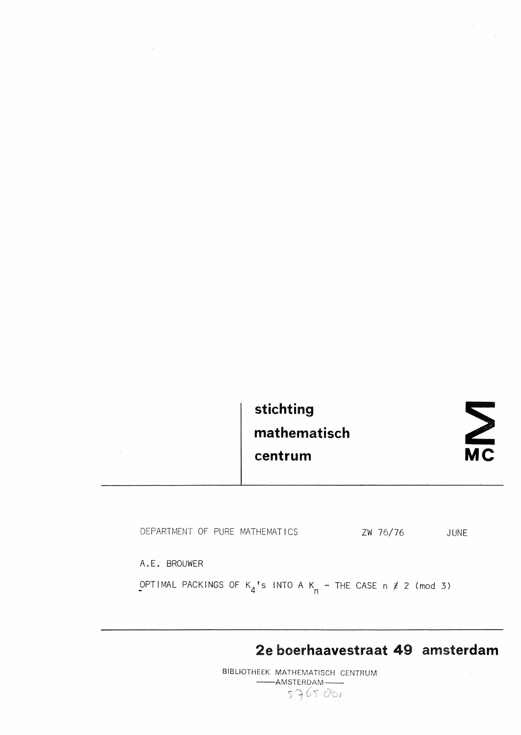**stichting**
**mathematisch**
**centrum**

MC

DEPARTMENT OF PURE MATHEMATICS ZW 76/76 JUNE

A.E. BROUWER

OPTIMAL PACKINGS OF $K_4$'s INTO A $K_n$ - THE CASE $n \not\equiv 2 \pmod 3$

**2e boerhaavestraat 49 amsterdam**

BIBLIOTHEEK MATHEMATISCH CENTRUM
——AMSTERDAM——
5765.001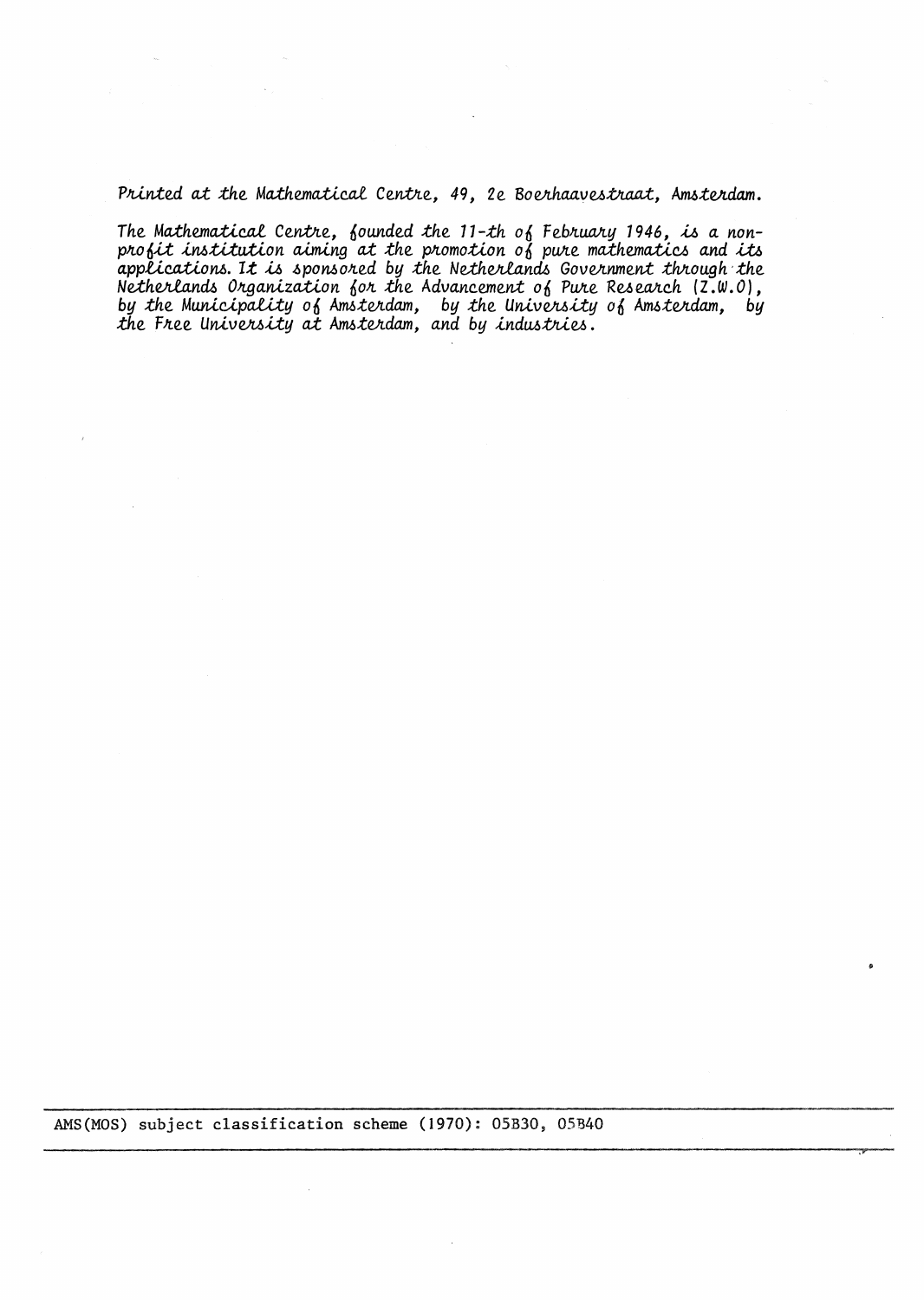*Printed at the Mathematical Centre, 49, 2e Boerhaavestraat, Amsterdam.*

*The Mathematical Centre, founded the 11-th of February 1946, is a non-profit institution aiming at the promotion of pure mathematics and its applications. It is sponsored by the Netherlands Government through the Netherlands Organization for the Advancement of Pure Research (Z.W.O), by the Municipality of Amsterdam, by the University of Amsterdam, by the Free University at Amsterdam, and by industries.*

---

AMS(MOS) subject classification scheme (1970): 05B30, 05B40

---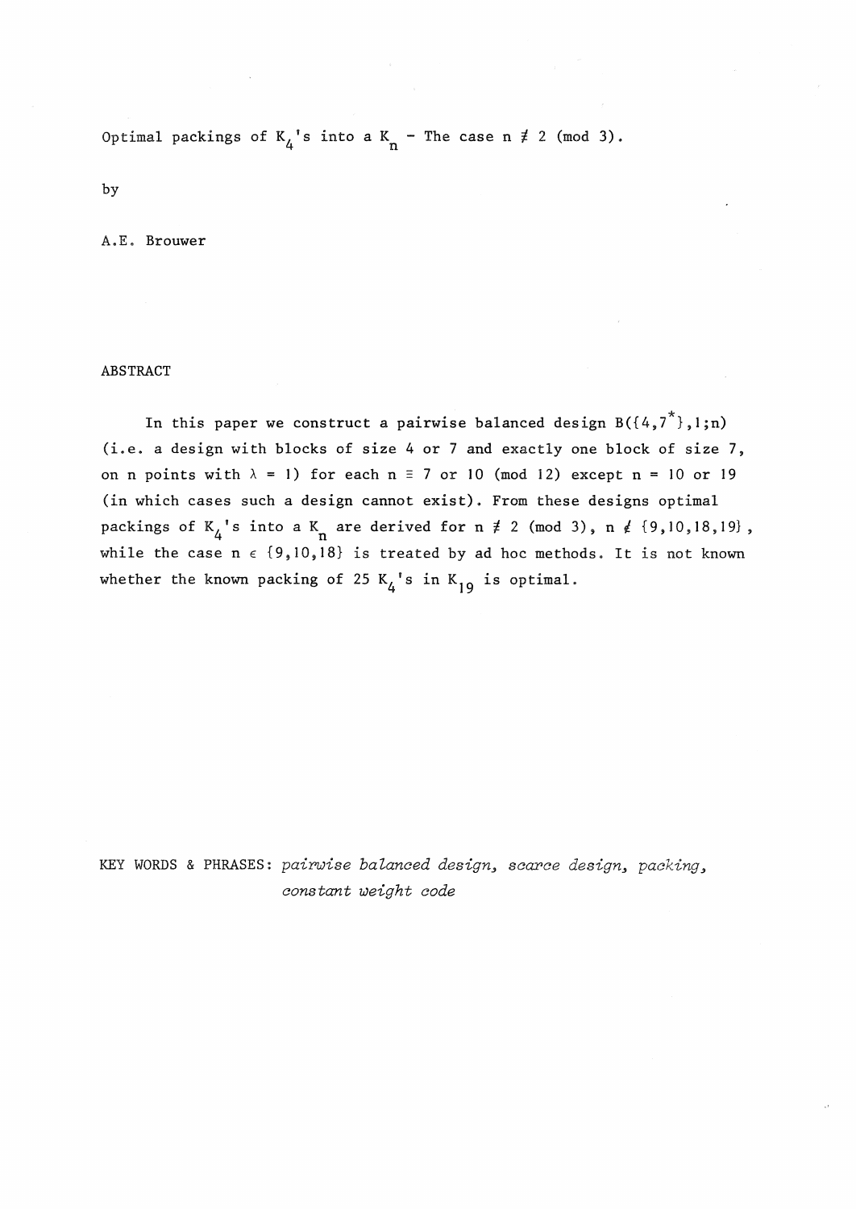Optimal packings of $K_4$'s into a $K_n$ - The case $n \not\equiv 2 \pmod 3$.

by

A.E. Brouwer

## ABSTRACT

In this paper we construct a pairwise balanced design $B(\{4,7^*\},1;n)$ (i.e. a design with blocks of size 4 or 7 and exactly one block of size 7, on n points with $\lambda = 1$) for each $n \equiv 7$ or $10 \pmod{12}$ except $n = 10$ or $19$ (in which cases such a design cannot exist). From these designs optimal packings of $K_4$'s into a $K_n$ are derived for $n \not\equiv 2 \pmod 3$, $n \notin \{9,10,18,19\}$, while the case $n \in \{9,10,18\}$ is treated by ad hoc methods. It is not known whether the known packing of 25 $K_4$'s in $K_{19}$ is optimal.

KEY WORDS & PHRASES: *pairwise balanced design, scarce design, packing, constant weight code*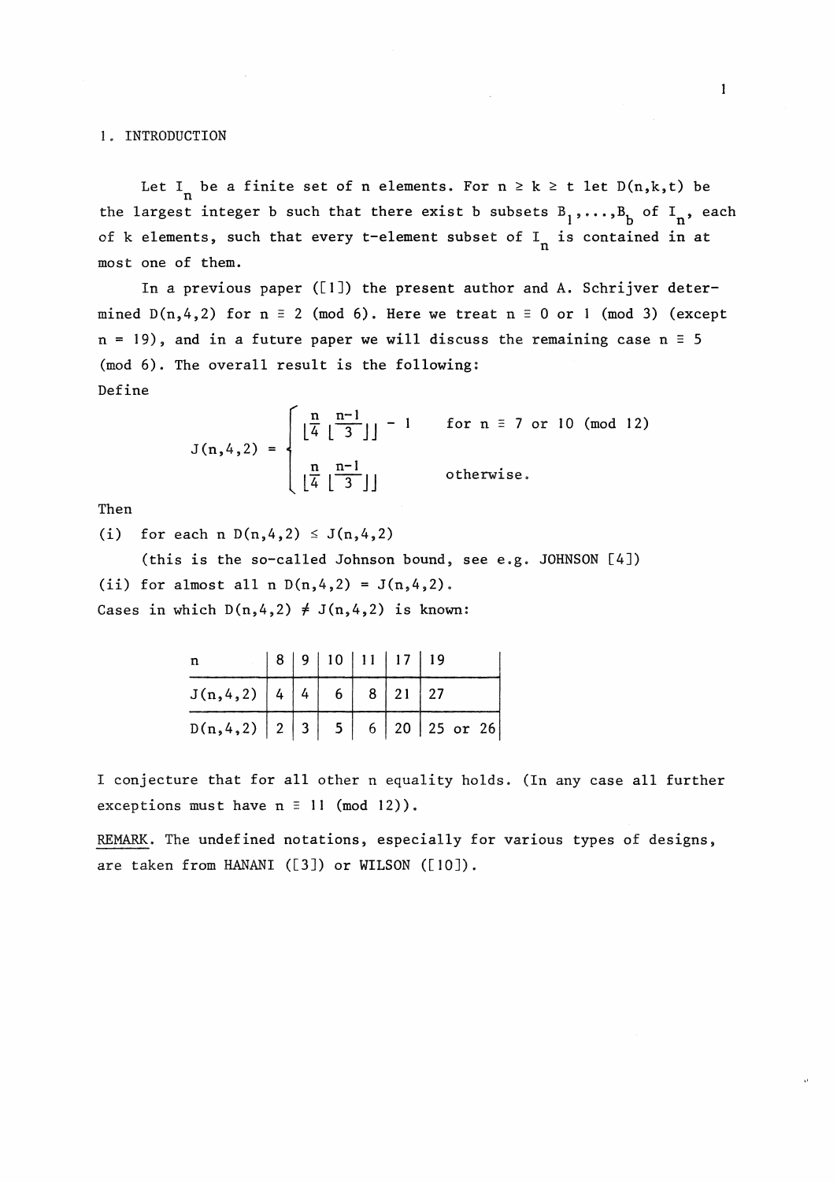## 1. INTRODUCTION

Let $I_n$ be a finite set of n elements. For $n \geq k \geq t$ let $D(n,k,t)$ be the largest integer b such that there exist b subsets $B_1,\ldots,B_b$ of $I_n$, each of k elements, such that every t-element subset of $I_n$ is contained in at most one of them.

In a previous paper ([1]) the present author and A. Schrijver determined $D(n,4,2)$ for $n \equiv 2 \pmod 6$. Here we treat $n \equiv 0$ or $1 \pmod 3$ (except $n = 19$), and in a future paper we will discuss the remaining case $n \equiv 5 \pmod 6$. The overall result is the following:

Define

$$J(n,4,2) = \begin{cases} \lfloor \frac{n}{4} \lfloor \frac{n-1}{3} \rfloor \rfloor - 1 & \text{for } n \equiv 7 \text{ or } 10 \pmod{12} \\ \lfloor \frac{n}{4} \lfloor \frac{n-1}{3} \rfloor \rfloor & \text{otherwise.} \end{cases}$$

Then

(i) for each n $D(n,4,2) \leq J(n,4,2)$

(this is the so-called Johnson bound, see e.g. JOHNSON [4])

(ii) for almost all n $D(n,4,2) = J(n,4,2)$.

Cases in which $D(n,4,2) \neq J(n,4,2)$ is known:

| n | 8 | 9 | 10 | 11 | 17 | 19 |
|---|---|---|---|---|---|---|
| J(n,4,2) | 4 | 4 | 6 | 8 | 21 | 27 |
| D(n,4,2) | 2 | 3 | 5 | 6 | 20 | 25 or 26 |

I conjecture that for all other n equality holds. (In any case all further exceptions must have $n \equiv 11 \pmod{12}$).

REMARK. The undefined notations, especially for various types of designs, are taken from HANANI ([3]) or WILSON ([10]).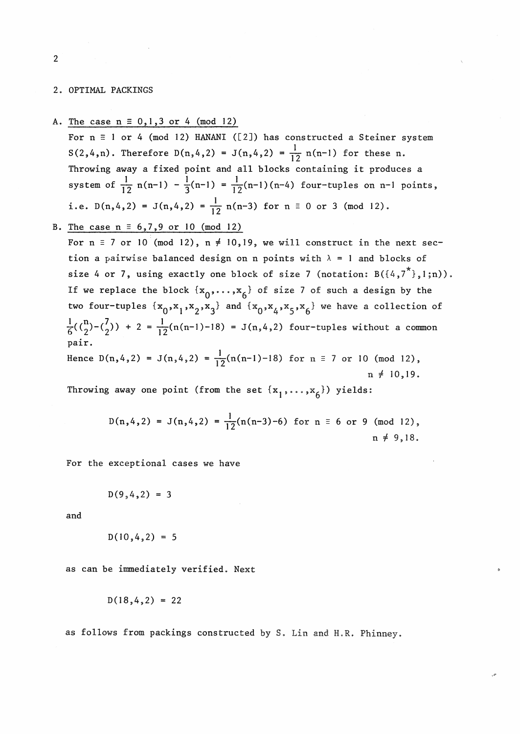## 2. OPTIMAL PACKINGS

A. The case $n \equiv 0,1,3$ or $4 \pmod{12}$

For $n \equiv 1$ or $4 \pmod{12}$ HANANI ([2]) has constructed a Steiner system $S(2,4,n)$. Therefore $D(n,4,2) = J(n,4,2) = \frac{1}{12}n(n-1)$ for these n. Throwing away a fixed point and all blocks containing it produces a system of $\frac{1}{12}n(n-1) - \frac{1}{3}(n-1) = \frac{1}{12}(n-1)(n-4)$ four-tuples on n-1 points, i.e. $D(n,4,2) = J(n,4,2) = \frac{1}{12}n(n-3)$ for $n \equiv 0$ or $3 \pmod{12}$.

B. The case $n \equiv 6,7,9$ or $10 \pmod{12}$

For $n \equiv 7$ or $10 \pmod{12}$, $n \neq 10,19$, we will construct in the next section a pairwise balanced design on n points with $\lambda = 1$ and blocks of size 4 or 7, using exactly one block of size 7 (notation: $B(\{4,7^*\},1;n)$). If we replace the block $\{x_0,\ldots,x_6\}$ of size 7 of such a design by the two four-tuples $\{x_0,x_1,x_2,x_3\}$ and $\{x_0,x_4,x_5,x_6\}$ we have a collection of $\frac{1}{6}(\binom{n}{2}-\binom{7}{2}) + 2 = \frac{1}{12}(n(n-1)-18) = J(n,4,2)$ four-tuples without a common pair.

Hence $D(n,4,2) = J(n,4,2) = \frac{1}{12}(n(n-1)-18)$ for $n \equiv 7$ or $10 \pmod{12}$, $n \neq 10,19$.

Throwing away one point (from the set $\{x_1,\ldots,x_6\}$) yields:

$$D(n,4,2) = J(n,4,2) = \frac{1}{12}(n(n-3)-6) \text{ for } n \equiv 6 \text{ or } 9 \pmod{12},\ n \neq 9,18.$$

For the exceptional cases we have

$$D(9,4,2) = 3$$

and

$$D(10,4,2) = 5$$

as can be immediately verified. Next

$$D(18,4,2) = 22$$

as follows from packings constructed by S. Lin and H.R. Phinney.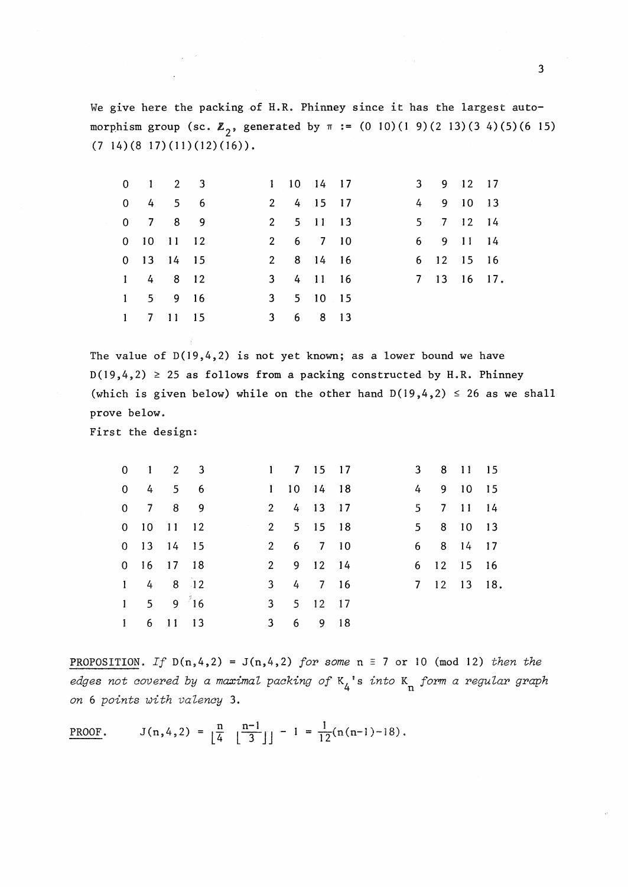We give here the packing of H.R. Phinney since it has the largest automorphism group (sc. $\mathbb{Z}_2$, generated by $\pi := (0\ 10)(1\ 9)(2\ 13)(3\ 4)(5)(6\ 15)(7\ 14)(8\ 17)(11)(12)(16)$).

```
0   1   2   3       1  10  14  17       3   9  12  17
0   4   5   6       2   4  15  17       4   9  10  13
0   7   8   9       2   5  11  13       5   7  12  14
0  10  11  12       2   6   7  10       6   9  11  14
0  13  14  15       2   8  14  16       6  12  15  16
1   4   8  12       3   4  11  16       7  13  16  17.
1   5   9  16       3   5  10  15
1   7  11  15       3   6   8  13
```

The value of $D(19,4,2)$ is not yet known; as a lower bound we have $D(19,4,2) \geq 25$ as follows from a packing constructed by H.R. Phinney (which is given below) while on the other hand $D(19,4,2) \leq 26$ as we shall prove below.

First the design:

```
0   1   2   3       1   7  15  17       3   8  11  15
0   4   5   6       1  10  14  18       4   9  10  15
0   7   8   9       2   4  13  17       5   7  11  14
0  10  11  12       2   5  15  18       5   8  10  13
0  13  14  15       2   6   7  10       6   8  14  17
0  16  17  18       2   9  12  14       6  12  15  16
1   4   8  12       3   4   7  16       7  12  13  18.
1   5   9  16       3   5  12  17
1   6  11  13       3   6   9  18
```

PROPOSITION. *If $D(n,4,2) = J(n,4,2)$ for some $n \equiv 7$ or $10 \pmod{12}$ then the edges not covered by a maximal packing of $K_4$'s into $K_n$ form a regular graph on 6 points with valency 3.*

PROOF. $\quad J(n,4,2) = \left\lfloor \frac{n}{4} \left\lfloor \frac{n-1}{3} \right\rfloor \right\rfloor - 1 = \frac{1}{12}(n(n-1)-18).$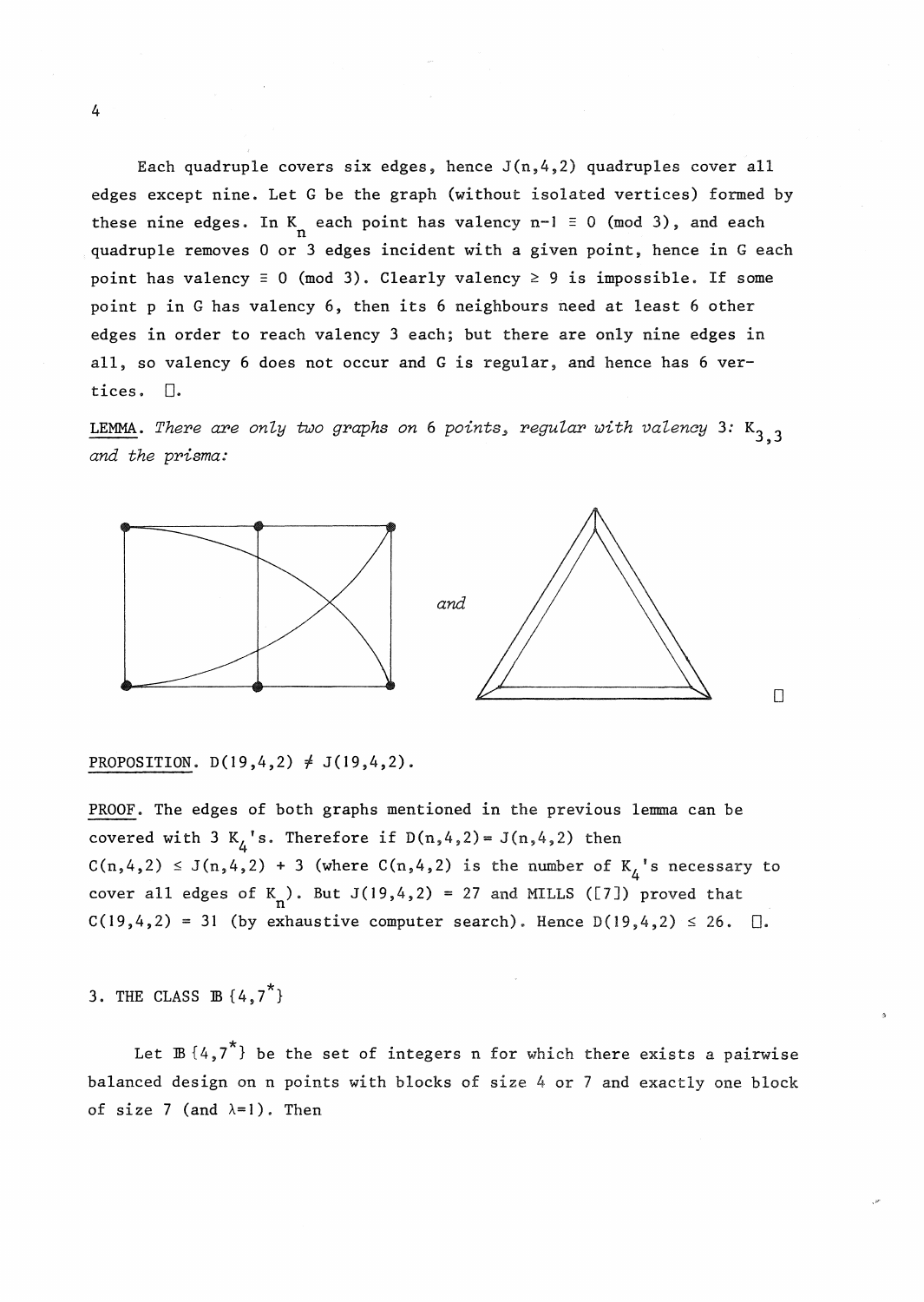Each quadruple covers six edges, hence $J(n,4,2)$ quadruples cover all edges except nine. Let G be the graph (without isolated vertices) formed by these nine edges. In $K_n$ each point has valency $n-1 \equiv 0 \pmod 3$, and each quadruple removes 0 or 3 edges incident with a given point, hence in G each point has valency $\equiv 0 \pmod 3$. Clearly valency $\geq 9$ is impossible. If some point p in G has valency 6, then its 6 neighbours need at least 6 other edges in order to reach valency 3 each; but there are only nine edges in all, so valency 6 does not occur and G is regular, and hence has 6 vertices. □.

LEMMA. *There are only two graphs on 6 points, regular with valency 3: $K_{3,3}$ and the prisma:*

*and*

□

PROPOSITION. $D(19,4,2) \neq J(19,4,2)$.

PROOF. The edges of both graphs mentioned in the previous lemma can be covered with 3 $K_4$'s. Therefore if $D(n,4,2) = J(n,4,2)$ then $C(n,4,2) \leq J(n,4,2) + 3$ (where $C(n,4,2)$ is the number of $K_4$'s necessary to cover all edges of $K_n$). But $J(19,4,2) = 27$ and MILLS ([7]) proved that $C(19,4,2) = 31$ (by exhaustive computer search). Hence $D(19,4,2) \leq 26$. □.

## 3. THE CLASS $\mathbb{B}\{4,7^*\}$

Let $\mathbb{B}\{4,7^*\}$ be the set of integers n for which there exists a pairwise balanced design on n points with blocks of size 4 or 7 and exactly one block of size 7 (and $\lambda=1$). Then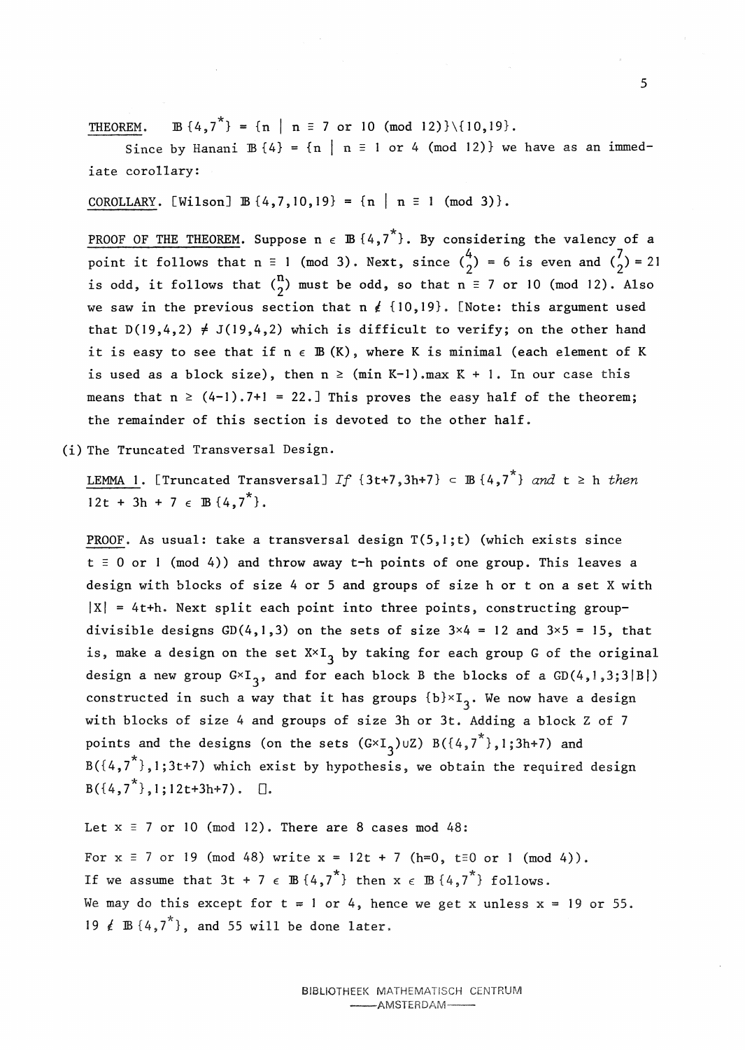THEOREM. $\mathbb{B}\{4,7^*\} = \{n \mid n \equiv 7 \text{ or } 10 \pmod{12}\}\backslash\{10,19\}$.

Since by Hanani $\mathbb{B}\{4\} = \{n \mid n \equiv 1 \text{ or } 4 \pmod{12}\}$ we have as an immediate corollary:

COROLLARY. [Wilson] $\mathbb{B}\{4,7,10,19\} = \{n \mid n \equiv 1 \pmod 3\}$.

PROOF OF THE THEOREM. Suppose $n \in \mathbb{B}\{4,7^*\}$. By considering the valency of a point it follows that $n \equiv 1 \pmod 3$. Next, since $\binom{4}{2} = 6$ is even and $\binom{7}{2} = 21$ is odd, it follows that $\binom{n}{2}$ must be odd, so that $n \equiv 7$ or $10 \pmod{12}$. Also we saw in the previous section that $n \notin \{10,19\}$. [Note: this argument used that $D(19,4,2) \neq J(19,4,2)$ which is difficult to verify; on the other hand it is easy to see that if $n \in \mathbb{B}(K)$, where $K$ is minimal (each element of $K$ is used as a block size), then $n \geq (\min K-1).\max K + 1$. In our case this means that $n \geq (4-1).7+1 = 22$.] This proves the easy half of the theorem; the remainder of this section is devoted to the other half.

(i) The Truncated Transversal Design.

LEMMA 1. [Truncated Transversal] *If* $\{3t+7,3h+7\} \subset \mathbb{B}\{4,7^*\}$ *and* $t \geq h$ *then* $12t + 3h + 7 \in \mathbb{B}\{4,7^*\}$.

PROOF. As usual: take a transversal design $T(5,1;t)$ (which exists since $t \equiv 0$ or $1 \pmod 4$) and throw away $t-h$ points of one group. This leaves a design with blocks of size 4 or 5 and groups of size $h$ or $t$ on a set $X$ with $|X| = 4t+h$. Next split each point into three points, constructing group-divisible designs $GD(4,1,3)$ on the sets of size $3\times 4 = 12$ and $3\times 5 = 15$, that is, make a design on the set $X\times I_3$ by taking for each group $G$ of the original design a new group $G\times I_3$, and for each block $B$ the blocks of a $GD(4,1,3;3|B|)$ constructed in such a way that it has groups $\{b\}\times I_3$. We now have a design with blocks of size 4 and groups of size $3h$ or $3t$. Adding a block $Z$ of 7 points and the designs (on the sets $(G\times I_3)\cup Z$) $B(\{4,7^*\},1;3h+7)$ and $B(\{4,7^*\},1;3t+7)$ which exist by hypothesis, we obtain the required design $B(\{4,7^*\},1;12t+3h+7)$. $\square$.

Let $x \equiv 7$ or $10 \pmod{12}$. There are 8 cases mod 48:

For $x \equiv 7$ or $19 \pmod{48}$ write $x = 12t + 7$ ($h=0$, $t\equiv 0$ or $1 \pmod 4$).
If we assume that $3t + 7 \in \mathbb{B}\{4,7^*\}$ then $x \in \mathbb{B}\{4,7^*\}$ follows.
We may do this except for $t = 1$ or $4$, hence we get $x$ unless $x = 19$ or $55$.
$19 \notin \mathbb{B}\{4,7^*\}$, and 55 will be done later.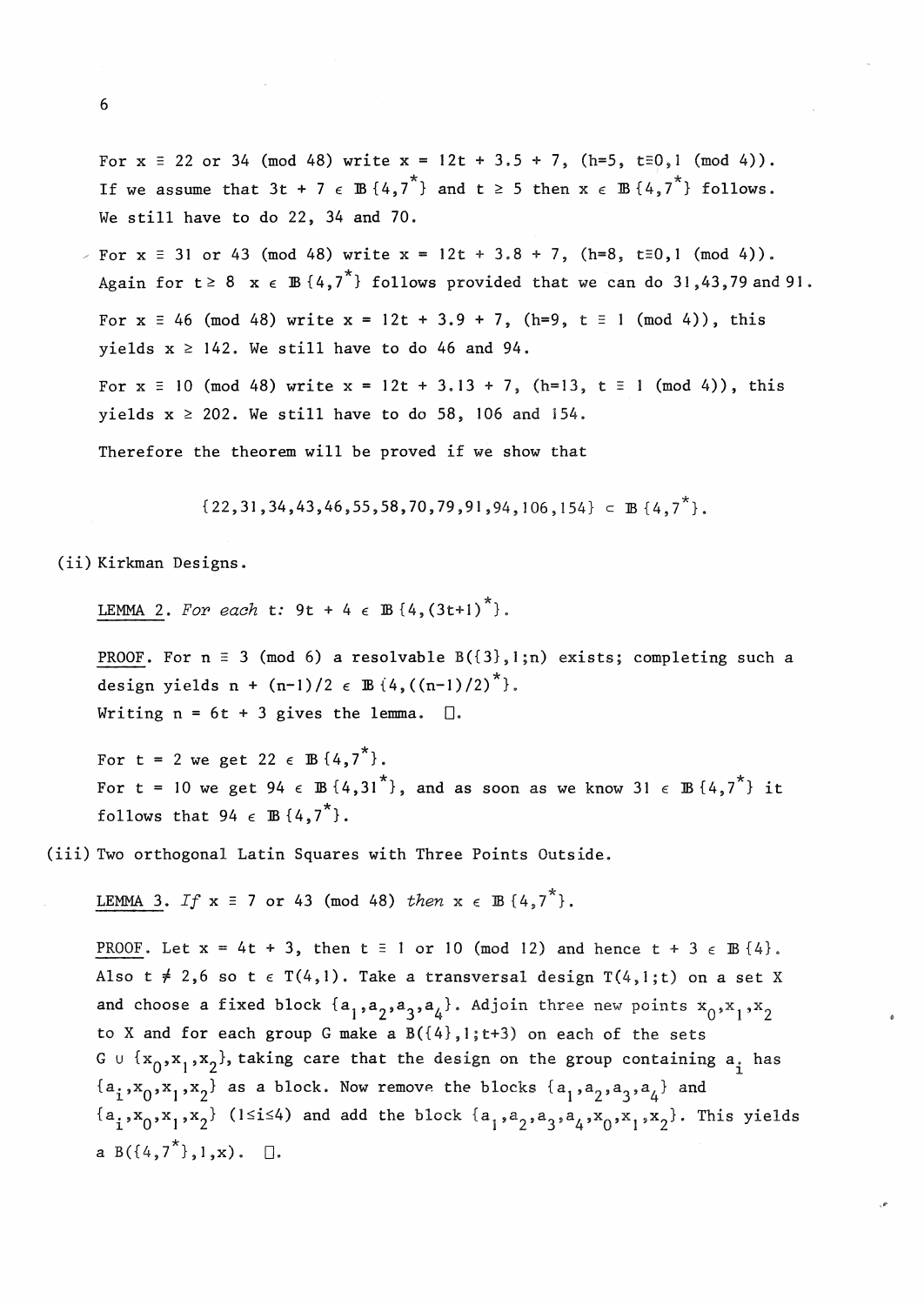For $x \equiv 22$ or $34 \pmod{48}$ write $x = 12t + 3.5 + 7$, $(h=5,\ t\equiv 0,1 \pmod 4)$. If we assume that $3t + 7 \in \mathbb{B}\{4,7^*\}$ and $t \geq 5$ then $x \in \mathbb{B}\{4,7^*\}$ follows. We still have to do 22, 34 and 70.

For $x \equiv 31$ or $43 \pmod{48}$ write $x = 12t + 3.8 + 7$, $(h=8,\ t\equiv 0,1 \pmod 4)$. Again for $t \geq 8$ $x \in \mathbb{B}\{4,7^*\}$ follows provided that we can do 31, 43, 79 and 91.

For $x \equiv 46 \pmod{48}$ write $x = 12t + 3.9 + 7$, $(h=9,\ t \equiv 1 \pmod 4)$, this yields $x \geq 142$. We still have to do 46 and 94.

For $x \equiv 10 \pmod{48}$ write $x = 12t + 3.13 + 7$, $(h=13,\ t \equiv 1 \pmod 4)$, this yields $x \geq 202$. We still have to do 58, 106 and 154.

Therefore the theorem will be proved if we show that

$$\{22,31,34,43,46,55,58,70,79,91,94,106,154\} \subset \mathbb{B}\{4,7^*\}.$$

(ii) Kirkman Designs.

LEMMA 2. *For each* $t$: $9t + 4 \in \mathbb{B}\{4,(3t+1)^*\}$.

PROOF. For $n \equiv 3 \pmod 6$ a resolvable $B(\{3\},1;n)$ exists; completing such a design yields $n + (n-1)/2 \in \mathbb{B}\{4,((n-1)/2)^*\}$.
Writing $n = 6t + 3$ gives the lemma. □.

For $t = 2$ we get $22 \in \mathbb{B}\{4,7^*\}$.
For $t = 10$ we get $94 \in \mathbb{B}\{4,31^*\}$, and as soon as we know $31 \in \mathbb{B}\{4,7^*\}$ it follows that $94 \in \mathbb{B}\{4,7^*\}$.

(iii) Two orthogonal Latin Squares with Three Points Outside.

LEMMA 3. *If* $x \equiv 7$ *or* $43 \pmod{48}$ *then* $x \in \mathbb{B}\{4,7^*\}$.

PROOF. Let $x = 4t + 3$, then $t \equiv 1$ or $10 \pmod{12}$ and hence $t + 3 \in \mathbb{B}\{4\}$. Also $t \neq 2,6$ so $t \in T(4,1)$. Take a transversal design $T(4,1;t)$ on a set $X$ and choose a fixed block $\{a_1,a_2,a_3,a_4\}$. Adjoin three new points $x_0,x_1,x_2$ to $X$ and for each group $G$ make a $B(\{4\},1;t+3)$ on each of the sets $G \cup \{x_0,x_1,x_2\}$, taking care that the design on the group containing $a_i$ has $\{a_i,x_0,x_1,x_2\}$ as a block. Now remove the blocks $\{a_1,a_2,a_3,a_4\}$ and $\{a_i,x_0,x_1,x_2\}$ $(1\leq i\leq 4)$ and add the block $\{a_1,a_2,a_3,a_4,x_0,x_1,x_2\}$. This yields a $B(\{4,7^*\},1,x)$. □.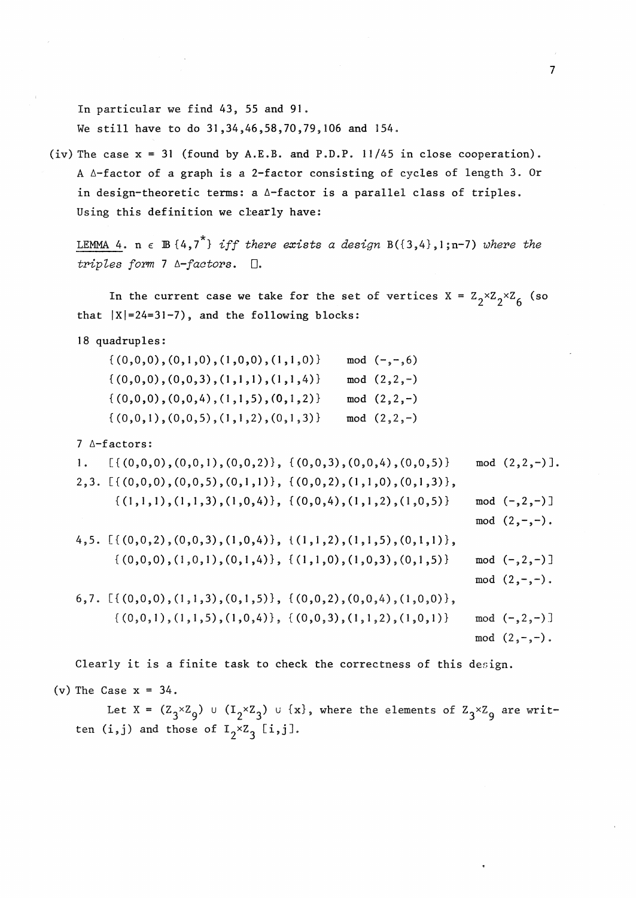In particular we find 43, 55 and 91.

We still have to do 31,34,46,58,70,79,106 and 154.

(iv) The case x = 31 (found by A.E.B. and P.D.P. 11/45 in close cooperation). A Δ-factor of a graph is a 2-factor consisting of cycles of length 3. Or in design-theoretic terms: a Δ-factor is a parallel class of triples. Using this definition we clearly have:

LEMMA 4. *$n \in \mathbb{B}\{4,7^*\}$ iff there exists a design $B(\{3,4\},1;n-7)$ where the triples form 7 Δ-factors.* □.

In the current case we take for the set of vertices $X = Z_2 \times Z_2 \times Z_6$ (so that $|X|=24=31-7$), and the following blocks:

18 quadruples:

$\{(0,0,0),(0,1,0),(1,0,0),(1,1,0)\}$ mod (−,−,6)
$\{(0,0,0),(0,0,3),(1,1,1),(1,1,4)\}$ mod (2,2,−)
$\{(0,0,0),(0,0,4),(1,1,5),(0,1,2)\}$ mod (2,2,−)
$\{(0,0,1),(0,0,5),(1,1,2),(0,1,3)\}$ mod (2,2,−)

7 Δ-factors:

1. $[\{(0,0,0),(0,0,1),(0,0,2)\}, \{(0,0,3),(0,0,4),(0,0,5)\}$ mod (2,2,−)].

2,3. $[\{(0,0,0),(0,0,5),(0,1,1)\}, \{(0,0,2),(1,1,0),(0,1,3)\}, \{(1,1,1),(1,1,3),(1,0,4)\}, \{(0,0,4),(1,1,2),(1,0,5)\}$ mod (−,2,−)] mod (2,−,−).

4,5. $[\{(0,0,2),(0,0,3),(1,0,4)\}, \{(1,1,2),(1,1,5),(0,1,1)\}, \{(0,0,0),(1,0,1),(0,1,4)\}, \{(1,1,0),(1,0,3),(0,1,5)\}$ mod (−,2,−)] mod (2,−,−).

6,7. $[\{(0,0,0),(1,1,3),(0,1,5)\}, \{(0,0,2),(0,0,4),(1,0,0)\}, \{(0,0,1),(1,1,5),(1,0,4)\}, \{(0,0,3),(1,1,2),(1,0,1)\}$ mod (−,2,−)] mod (2,−,−).

Clearly it is a finite task to check the correctness of this design.

(v) The Case x = 34.

Let $X = (Z_3 \times Z_9) \cup (I_2 \times Z_3) \cup \{x\}$, where the elements of $Z_3 \times Z_9$ are written (i,j) and those of $I_2 \times Z_3$ [i,j].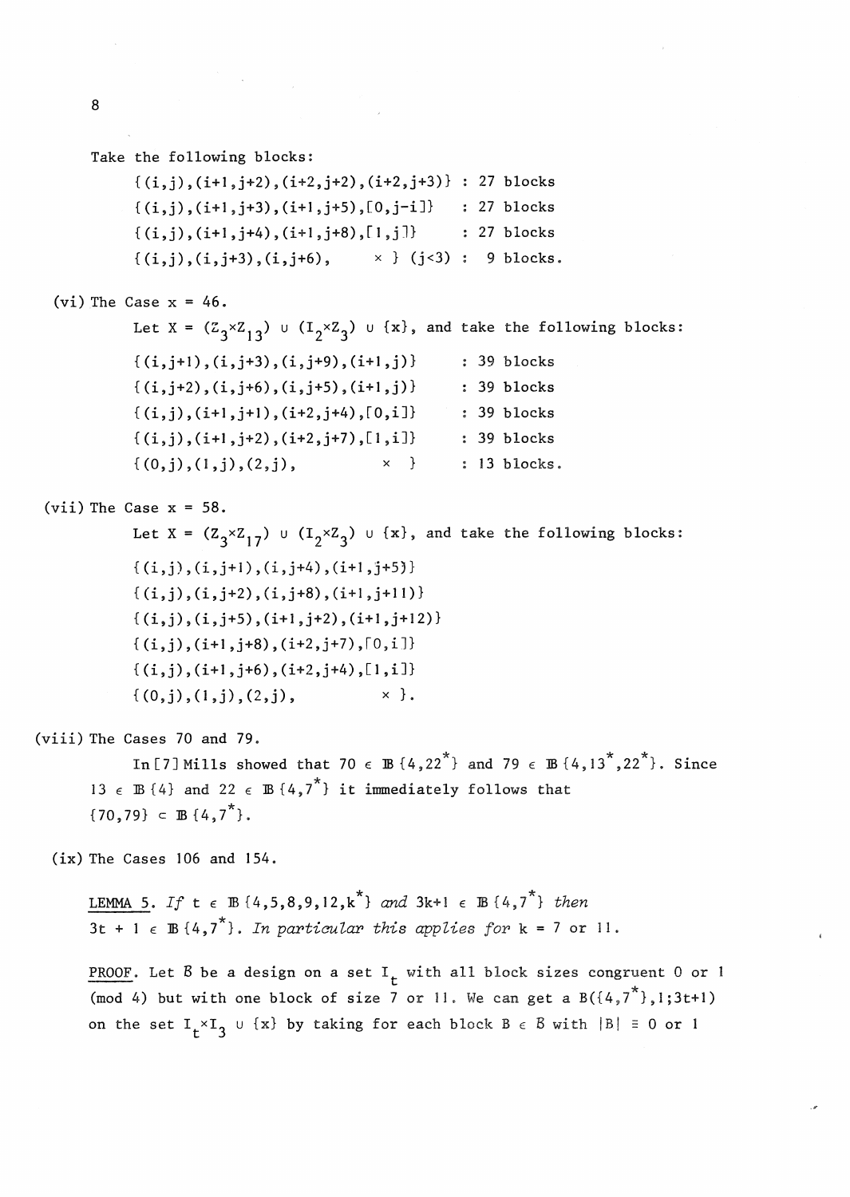Take the following blocks:

$\{(i,j),(i+1,j+2),(i+2,j+2),(i+2,j+3)\}$ : 27 blocks

$\{(i,j),(i+1,j+3),(i+1,j+5),[0,j-i]\}$ : 27 blocks

$\{(i,j),(i+1,j+4),(i+1,j+8),[1,j]\}$ : 27 blocks

$\{(i,j),(i,j+3),(i,j+6),\quad x\}$ $(j<3)$ : 9 blocks.

(vi) The Case $x = 46$.

Let $X = (Z_3 \times Z_{13}) \cup (I_2 \times Z_3) \cup \{x\}$, and take the following blocks:

$\{(i,j+1),(i,j+3),(i,j+9),(i+1,j)\}$ : 39 blocks

$\{(i,j+2),(i,j+6),(i,j+5),(i+1,j)\}$ : 39 blocks

$\{(i,j),(i+1,j+1),(i+2,j+4),[0,i]\}$ : 39 blocks

$\{(i,j),(i+1,j+2),(i+2,j+7),[1,i]\}$ : 39 blocks

$\{(0,j),(1,j),(2,j),\quad x\}$ : 13 blocks.

(vii) The Case $x = 58$.

Let $X = (Z_3 \times Z_{17}) \cup (I_2 \times Z_3) \cup \{x\}$, and take the following blocks:

$\{(i,j),(i,j+1),(i,j+4),(i+1,j+5)\}$

$\{(i,j),(i,j+2),(i,j+8),(i+1,j+11)\}$

$\{(i,j),(i,j+5),(i+1,j+2),(i+1,j+12)\}$

$\{(i,j),(i+1,j+8),(i+2,j+7),[0,i]\}$

$\{(i,j),(i+1,j+6),(i+2,j+4),[1,i]\}$

$\{(0,j),(1,j),(2,j),\quad x\}$.

(viii) The Cases 70 and 79.

In [7] Mills showed that $70 \in \mathbb{B}\{4,22^*\}$ and $79 \in \mathbb{B}\{4,13^*,22^*\}$. Since $13 \in \mathbb{B}\{4\}$ and $22 \in \mathbb{B}\{4,7^*\}$ it immediately follows that $\{70,79\} \subset \mathbb{B}\{4,7^*\}$.

(ix) The Cases 106 and 154.

<u>LEMMA 5</u>. *If* $t \in \mathbb{B}\{4,5,8,9,12,k^*\}$ *and* $3k+1 \in \mathbb{B}\{4,7^*\}$ *then* $3t+1 \in \mathbb{B}\{4,7^*\}$. *In particular this applies for* $k = 7$ *or* $11$.

<u>PROOF</u>. Let $\mathcal{B}$ be a design on a set $I_t$ with all block sizes congruent 0 or 1 (mod 4) but with one block of size 7 or 11. We can get a $B(\{4,7^*\},1;3t+1)$ on the set $I_t \times I_3 \cup \{x\}$ by taking for each block $B \in \mathcal{B}$ with $|B| \equiv 0$ or 1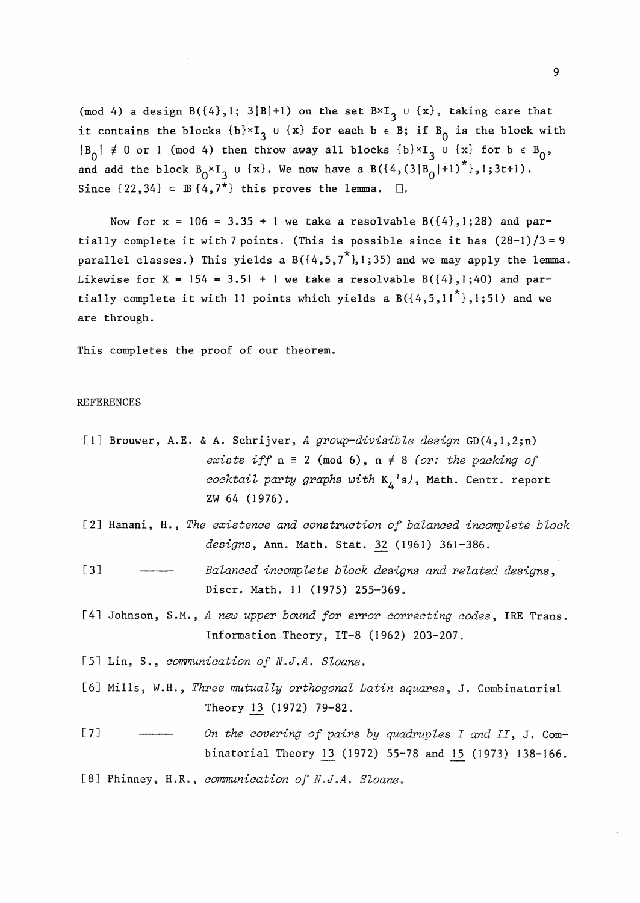(mod 4) a design $B(\{4\},1;\ 3|B|+1)$ on the set $B\times I_3 \cup \{x\}$, taking care that it contains the blocks $\{b\}\times I_3 \cup \{x\}$ for each $b \in B$; if $B_0$ is the block with $|B_0| \not\equiv 0$ or $1$ (mod 4) then throw away all blocks $\{b\}\times I_3 \cup \{x\}$ for $b \in B_0$, and add the block $B_0\times I_3 \cup \{x\}$. We now have a $B(\{4,(3|B_0|+1)^*\},1;3t+1)$. Since $\{22,34\} \subset \mathbb{B}\{4,7^*\}$ this proves the lemma. □.

Now for $x = 106 = 3.35 + 1$ we take a resolvable $B(\{4\},1;28)$ and partially complete it with 7 points. (This is possible since it has $(28-1)/3 = 9$ parallel classes.) This yields a $B(\{4,5,7^*\},1;35)$ and we may apply the lemma. Likewise for $X = 154 = 3.51 + 1$ we take a resolvable $B(\{4\},1;40)$ and partially complete it with 11 points which yields a $B(\{4,5,11^*\},1;51)$ and we are through.

This completes the proof of our theorem.

## REFERENCES

[1] Brouwer, A.E. & A. Schrijver, *A group-divisible design* GD(4,1,2;n) *exists iff* $n \equiv 2 \pmod 6$, $n \neq 8$ *(or: the packing of cocktail party graphs with* $K_4$*'s)*, Math. Centr. report ZW 64 (1976).

[2] Hanani, H., *The existence and construction of balanced incomplete block designs*, Ann. Math. Stat. 32 (1961) 361-386.

[3] ——— *Balanced incomplete block designs and related designs*, Discr. Math. 11 (1975) 255-369.

[4] Johnson, S.M., *A new upper bound for error correcting codes*, IRE Trans. Information Theory, IT-8 (1962) 203-207.

[5] Lin, S., *communication of N.J.A. Sloane.*

[6] Mills, W.H., *Three mutually orthogonal Latin squares*, J. Combinatorial Theory 13 (1972) 79-82.

[7] ——— *On the covering of pairs by quadruples I and II*, J. Combinatorial Theory 13 (1972) 55-78 and 15 (1973) 138-166.

[8] Phinney, H.R., *communication of N.J.A. Sloane.*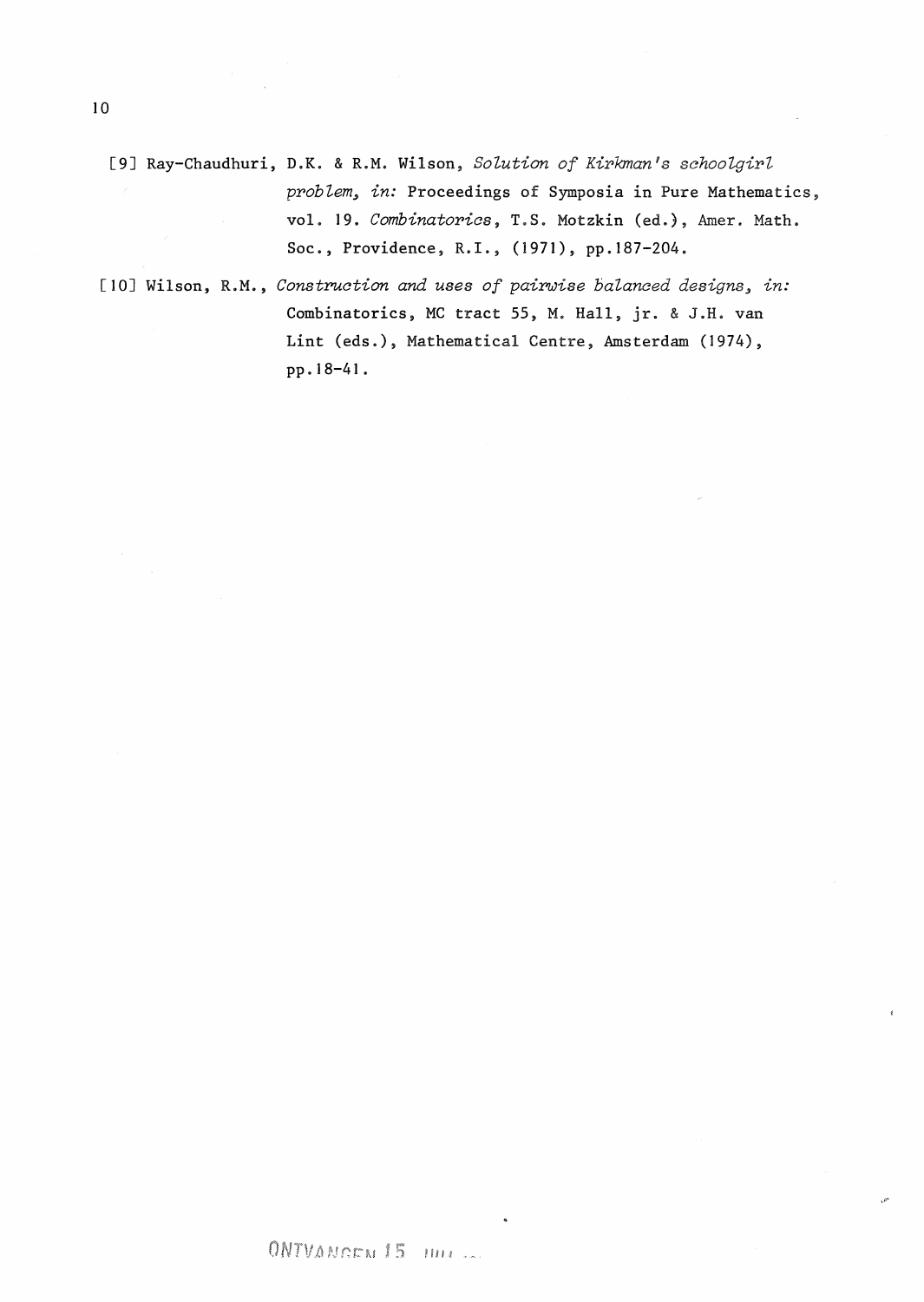[9] Ray-Chaudhuri, D.K. & R.M. Wilson, *Solution of Kirkman's schoolgirl problem, in:* Proceedings of Symposia in Pure Mathematics, vol. 19. *Combinatorics*, T.S. Motzkin (ed.), Amer. Math. Soc., Providence, R.I., (1971), pp.187-204.

[10] Wilson, R.M., *Construction and uses of pairwise balanced designs, in:* Combinatorics, MC tract 55, M. Hall, jr. & J.H. van Lint (eds.), Mathematical Centre, Amsterdam (1974), pp.18-41.

ONTVANGEN 15